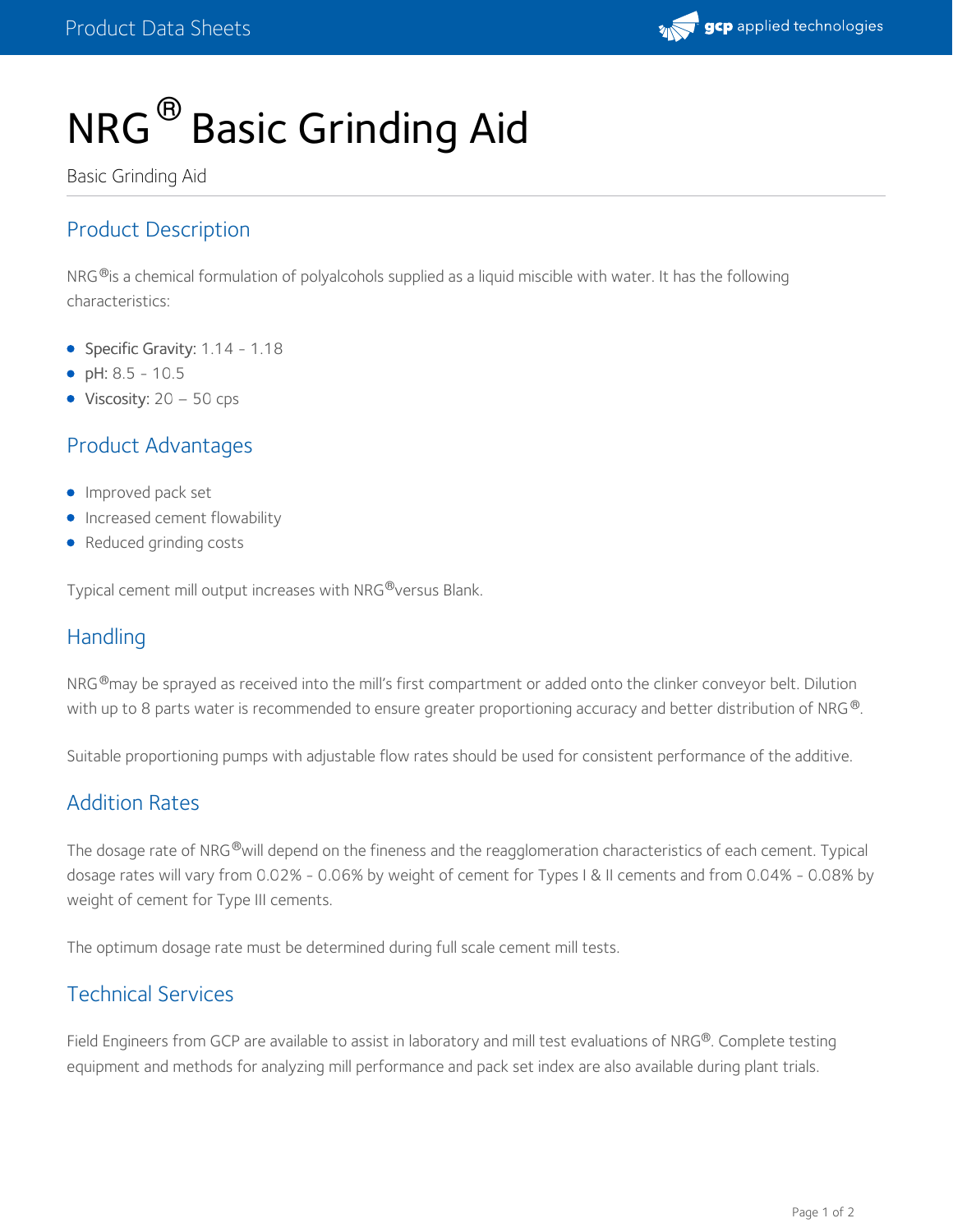# NRG® Basic Grinding Aid

Basic Grinding Aid

## Product Description

NRG® is a chemical formulation of polyalcohols supplied as a liquid miscible with water. It has the following characteristics:

- Specific Gravity: 1.14 - 1.18
- pH: 8.5 - 10.5
- Viscosity: 20 – 50 cps

## Product Advantages

- Improved pack set
- Increased cement flowability
- Reduced grinding costs

Typical cement mill output increases with NRG® versus Blank.

## Handling

NRG® may be sprayed as received into the mill's first compartment or added onto the clinker conveyor belt. Dilution with up to 8 parts water is recommended to ensure greater proportioning accuracy and better distribution of NRG®.

Suitable proportioning pumps with adjustable flow rates should be used for consistent performance of the additive.

## Addition Rates

The dosage rate of NRG® will depend on the fineness and the reagglomeration characteristics of each cement. Typical dosage rates will vary from 0.02% - 0.06% by weight of cement for Types I & II cements and from 0.04% - 0.08% by weight of cement for Type III cements.

The optimum dosage rate must be determined during full scale cement mill tests.

## Technical Services

Field Engineers from GCP are available to assist in laboratory and mill test evaluations of NRG®. Complete testing equipment and methods for analyzing mill performance and pack set index are also available during plant trials.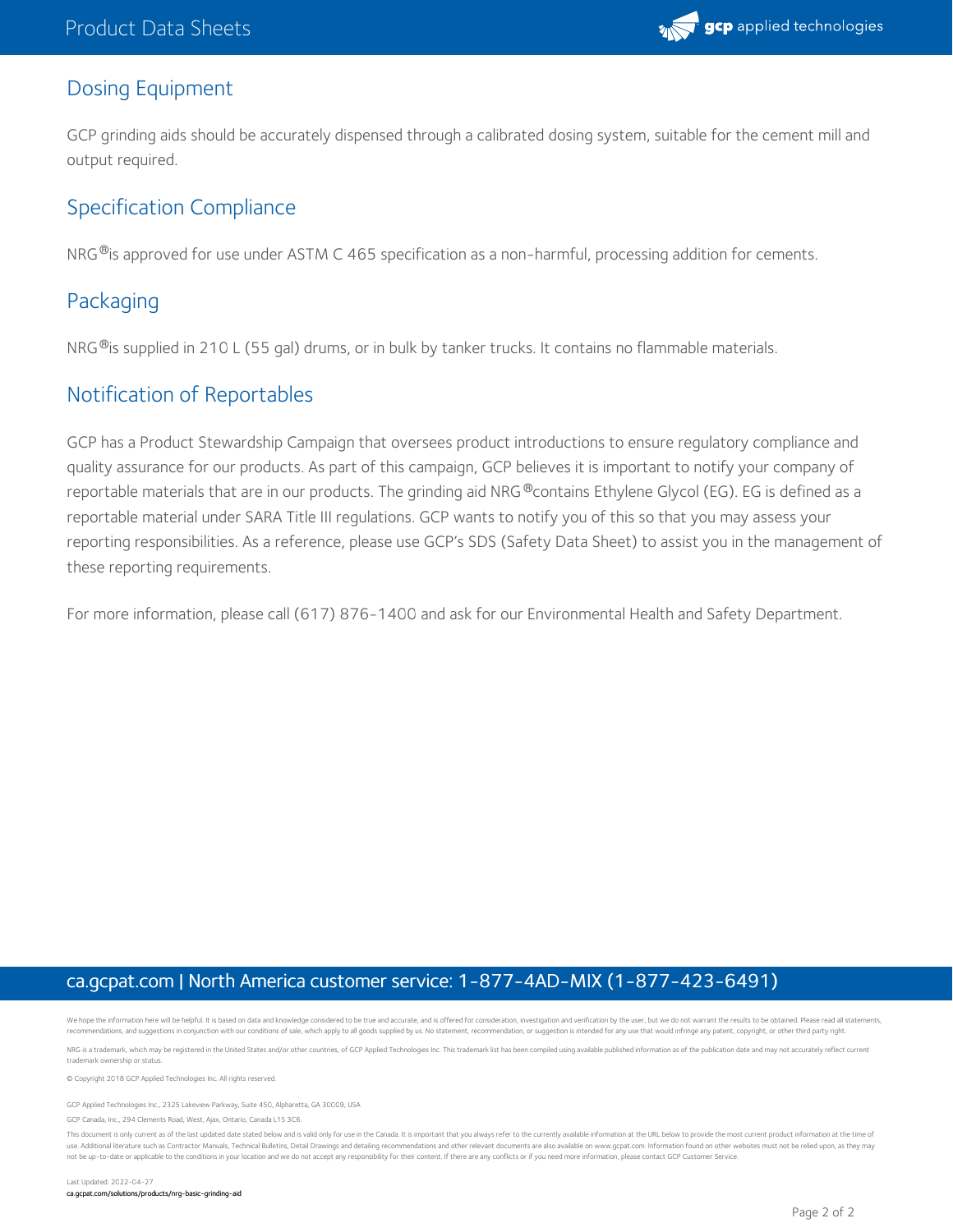## Dosing Equipment

GCP grinding aids should be accurately dispensed through a calibrated dosing system, suitable for the cement mill and output required.

## Specification Compliance

NRG®is approved for use under ASTM C 465 specification as a non-harmful, processing addition for cements.

## Packaging

NRG®is supplied in 210 L (55 gal) drums, or in bulk by tanker trucks. It contains no flammable materials.

## Notification of Reportables

GCP has a Product Stewardship Campaign that oversees product introductions to ensure regulatory compliance and quality assurance for our products. As part of this campaign, GCP believes it is important to notify your company of reportable materials that are in our products. The grinding aid NRG®contains Ethylene Glycol (EG). EG is defined as a reportable material under SARA Title III regulations. GCP wants to notify you of this so that you may assess your reporting responsibilities. As a reference, please use GCP's SDS (Safety Data Sheet) to assist you in the management of these reporting requirements.

For more information, please call (617) 876-1400 and ask for our Environmental Health and Safety Department.

ca.gcpat.com | North America customer service: 1-877-4AD-MIX (1-877-423-6491)

We hope the information here will be helpful. It is based on data and knowledge considered to be true and accurate, and is offered for consideration, investigation and verification by the user, but we do not warrant the results to be obtained. Please read all statements, recommendations, and suggestions in conjunction with our conditions of sale, which apply to all goods supplied by us. No statement, recommendation, or suggestion is intended for any use that would infringe any patent, copyright, or other third party right.

NRG is a trademark, which may be registered in the United States and/or other countries, of GCP Applied Technologies Inc. This trademark list has been compiled using available published information as of the publication date and may not accurately reflect current trademark ownership or status.

© Copyright 2018 GCP Applied Technologies Inc. All rights reserved.

GCP Applied Technologies Inc., 2325 Lakeview Parkway, Suite 450, Alpharetta, GA 30009, USA

GCP Canada, Inc., 294 Clements Road, West, Ajax, Ontario, Canada L1S 3C6.

This document is only current as of the last updated date stated below and is valid only for use in the Canada. It is important that you always refer to the currently available information at the URL below to provide the most current product information at the time of use. Additional literature such as Contractor Manuals, Technical Bulletins, Detail Drawings and detailing recommendations and other relevant documents are also available on www.gcpat.com. Information found on other websites must not be relied upon, as they may not be up-to-date or applicable to the conditions in your location and we do not accept any responsibility for their content. If there are any conflicts or if you need more information, please contact GCP Customer Service.

Last Updated: 2022-04-27

ca.gcpat.com/solutions/products/nrg-basic-grinding-aid